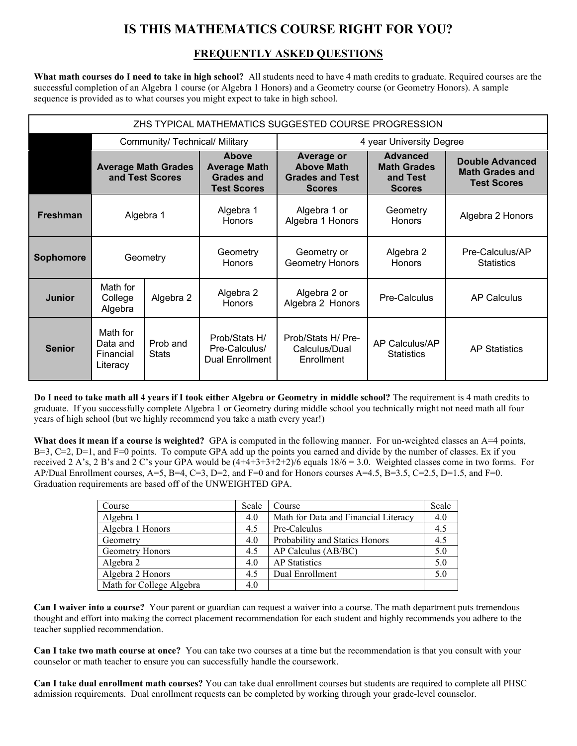# IS THIS MATHEMATICS COURSE RIGHT FOR YOU?

## FREQUENTLY ASKED QUESTIONS

**What math courses do I need to take in high school?** All students need to have 4 math credits to graduate. Required courses are the successful completion of an Algebra 1 course (or Algebra 1 Honors) and a Geometry course (or Geometry Honors). A sample sequence is provided as to what courses you might expect to take in high school.

| ZHS TYPICAL MATHEMATICS SUGGESTED COURSE PROGRESSION | | | | | | |
|---|---|---|---|---|---|---|
| | Community/ Technical/ Military | | | 4 year University Degree | | |
| | **Average Math Grades and Test Scores** | | **Above Average Math Grades and Test Scores** | **Average or Above Math Grades and Test Scores** | **Advanced Math Grades and Test Scores** | **Double Advanced Math Grades and Test Scores** |
| **Freshman** | Algebra 1 | | Algebra 1 Honors | Algebra 1 or Algebra 1 Honors | Geometry Honors | Algebra 2 Honors |
| **Sophomore** | Geometry | | Geometry Honors | Geometry or Geometry Honors | Algebra 2 Honors | Pre-Calculus/AP Statistics |
| **Junior** | Math for College Algebra | Algebra 2 | Algebra 2 Honors | Algebra 2 or Algebra 2 Honors | Pre-Calculus | AP Calculus |
| **Senior** | Math for Data and Financial Literacy | Prob and Stats | Prob/Stats H/ Pre-Calculus/ Dual Enrollment | Prob/Stats H/ Pre-Calculus/Dual Enrollment | AP Calculus/AP Statistics | AP Statistics |

**Do I need to take math all 4 years if I took either Algebra or Geometry in middle school?** The requirement is 4 math credits to graduate. If you successfully complete Algebra 1 or Geometry during middle school you technically might not need math all four years of high school (but we highly recommend you take a math every year!)

**What does it mean if a course is weighted?** GPA is computed in the following manner. For un-weighted classes an A=4 points, B=3, C=2, D=1, and F=0 points. To compute GPA add up the points you earned and divide by the number of classes. Ex if you received 2 A's, 2 B's and 2 C's your GPA would be (4+4+3+3+2+2)/6 equals 18/6 = 3.0. Weighted classes come in two forms. For AP/Dual Enrollment courses, A=5, B=4, C=3, D=2, and F=0 and for Honors courses A=4.5, B=3.5, C=2.5, D=1.5, and F=0. Graduation requirements are based off of the UNWEIGHTED GPA.

| Course | Scale | Course | Scale |
|---|---|---|---|
| Algebra 1 | 4.0 | Math for Data and Financial Literacy | 4.0 |
| Algebra 1 Honors | 4.5 | Pre-Calculus | 4.5 |
| Geometry | 4.0 | Probability and Statics Honors | 4.5 |
| Geometry Honors | 4.5 | AP Calculus (AB/BC) | 5.0 |
| Algebra 2 | 4.0 | AP Statistics | 5.0 |
| Algebra 2 Honors | 4.5 | Dual Enrollment | 5.0 |
| Math for College Algebra | 4.0 | | |

**Can I waiver into a course?** Your parent or guardian can request a waiver into a course. The math department puts tremendous thought and effort into making the correct placement recommendation for each student and highly recommends you adhere to the teacher supplied recommendation.

**Can I take two math course at once?** You can take two courses at a time but the recommendation is that you consult with your counselor or math teacher to ensure you can successfully handle the coursework.

**Can I take dual enrollment math courses?** You can take dual enrollment courses but students are required to complete all PHSC admission requirements. Dual enrollment requests can be completed by working through your grade-level counselor.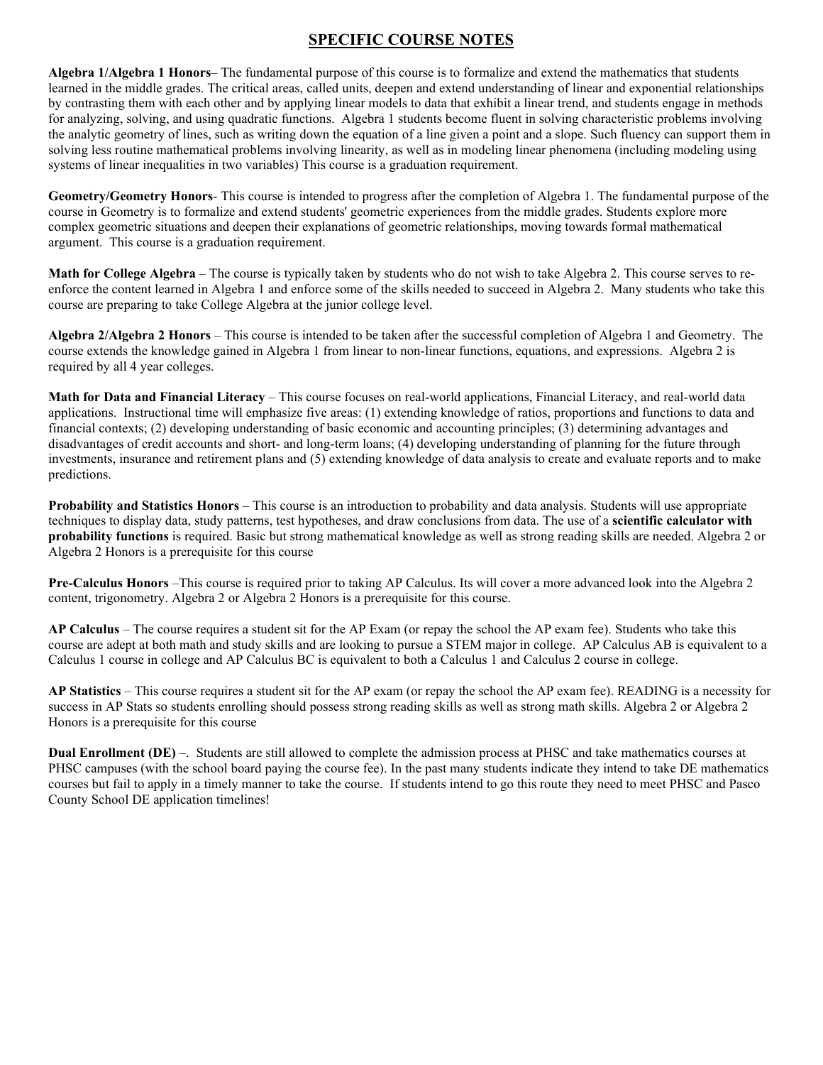## SPECIFIC COURSE NOTES

**Algebra 1/Algebra 1 Honors**– The fundamental purpose of this course is to formalize and extend the mathematics that students learned in the middle grades. The critical areas, called units, deepen and extend understanding of linear and exponential relationships by contrasting them with each other and by applying linear models to data that exhibit a linear trend, and students engage in methods for analyzing, solving, and using quadratic functions. Algebra 1 students become fluent in solving characteristic problems involving the analytic geometry of lines, such as writing down the equation of a line given a point and a slope. Such fluency can support them in solving less routine mathematical problems involving linearity, as well as in modeling linear phenomena (including modeling using systems of linear inequalities in two variables) This course is a graduation requirement.

**Geometry/Geometry Honors**- This course is intended to progress after the completion of Algebra 1. The fundamental purpose of the course in Geometry is to formalize and extend students' geometric experiences from the middle grades. Students explore more complex geometric situations and deepen their explanations of geometric relationships, moving towards formal mathematical argument. This course is a graduation requirement.

**Math for College Algebra** – The course is typically taken by students who do not wish to take Algebra 2. This course serves to re-enforce the content learned in Algebra 1 and enforce some of the skills needed to succeed in Algebra 2. Many students who take this course are preparing to take College Algebra at the junior college level.

**Algebra 2/Algebra 2 Honors** – This course is intended to be taken after the successful completion of Algebra 1 and Geometry. The course extends the knowledge gained in Algebra 1 from linear to non-linear functions, equations, and expressions. Algebra 2 is required by all 4 year colleges.

**Math for Data and Financial Literacy** – This course focuses on real-world applications, Financial Literacy, and real-world data applications. Instructional time will emphasize five areas: (1) extending knowledge of ratios, proportions and functions to data and financial contexts; (2) developing understanding of basic economic and accounting principles; (3) determining advantages and disadvantages of credit accounts and short- and long-term loans; (4) developing understanding of planning for the future through investments, insurance and retirement plans and (5) extending knowledge of data analysis to create and evaluate reports and to make predictions.

**Probability and Statistics Honors** – This course is an introduction to probability and data analysis. Students will use appropriate techniques to display data, study patterns, test hypotheses, and draw conclusions from data. The use of a **scientific calculator with probability functions** is required. Basic but strong mathematical knowledge as well as strong reading skills are needed. Algebra 2 or Algebra 2 Honors is a prerequisite for this course

**Pre-Calculus Honors** –This course is required prior to taking AP Calculus. Its will cover a more advanced look into the Algebra 2 content, trigonometry. Algebra 2 or Algebra 2 Honors is a prerequisite for this course.

**AP Calculus** – The course requires a student sit for the AP Exam (or repay the school the AP exam fee). Students who take this course are adept at both math and study skills and are looking to pursue a STEM major in college. AP Calculus AB is equivalent to a Calculus 1 course in college and AP Calculus BC is equivalent to both a Calculus 1 and Calculus 2 course in college.

**AP Statistics** – This course requires a student sit for the AP exam (or repay the school the AP exam fee). READING is a necessity for success in AP Stats so students enrolling should possess strong reading skills as well as strong math skills. Algebra 2 or Algebra 2 Honors is a prerequisite for this course

**Dual Enrollment (DE)** –. Students are still allowed to complete the admission process at PHSC and take mathematics courses at PHSC campuses (with the school board paying the course fee). In the past many students indicate they intend to take DE mathematics courses but fail to apply in a timely manner to take the course. If students intend to go this route they need to meet PHSC and Pasco County School DE application timelines!